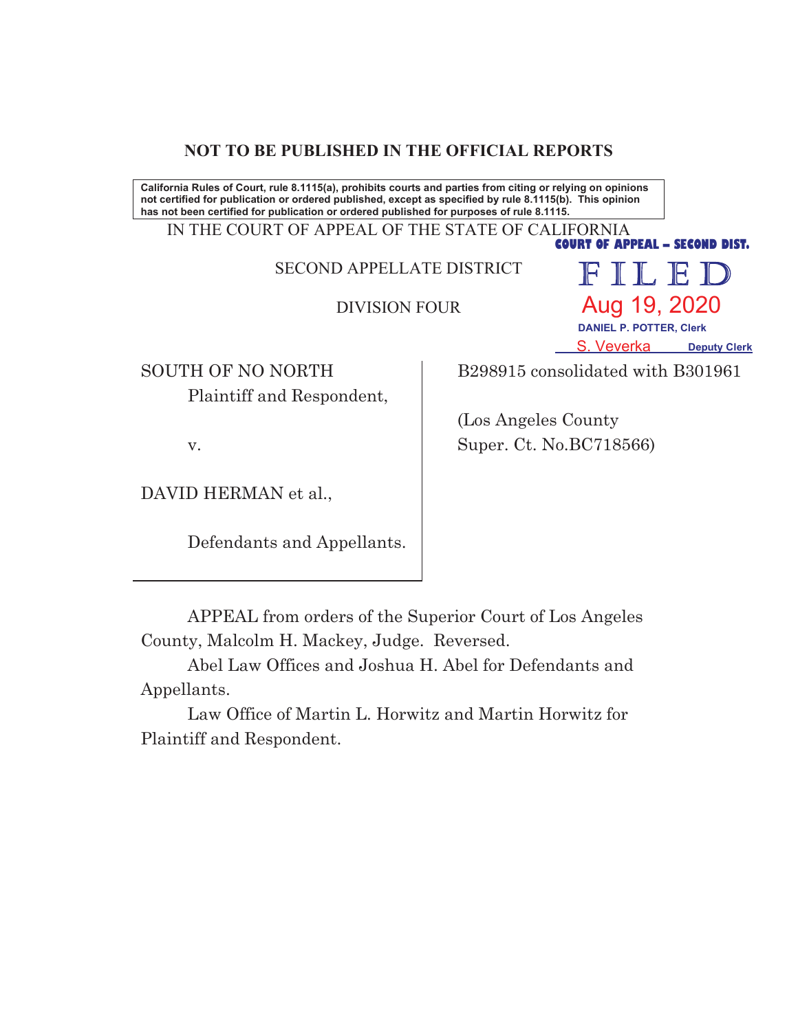**NOT TO BE PUBLISHED IN THE OFFICIAL REPORTS**

**California Rules of Court, rule 8.1115(a), prohibits courts and parties from citing or relying on opinions not certified for publication or ordered published, except as specified by rule 8.1115(b). This opinion has not been certified for publication or ordered published for purposes of rule 8.1115.**

IN THE COURT OF APPEAL OF THE STATE OF CALIFORNIA

SECOND APPELLATE DISTRICT

DIVISION FOUR

COURT OF APPEAL – SECOND DIST.
FILED
Aug 19, 2020
DANIEL P. POTTER, Clerk
S. Veverka Deputy Clerk

| | |
|---|---|
| SOUTH OF NO NORTH<br>Plaintiff and Respondent,<br><br>v.<br><br>DAVID HERMAN et al.,<br><br>Defendants and Appellants. | B298915 consolidated with B301961<br><br>(Los Angeles County<br>Super. Ct. No.BC718566) |

APPEAL from orders of the Superior Court of Los Angeles County, Malcolm H. Mackey, Judge. Reversed.

Abel Law Offices and Joshua H. Abel for Defendants and Appellants.

Law Office of Martin L. Horwitz and Martin Horwitz for Plaintiff and Respondent.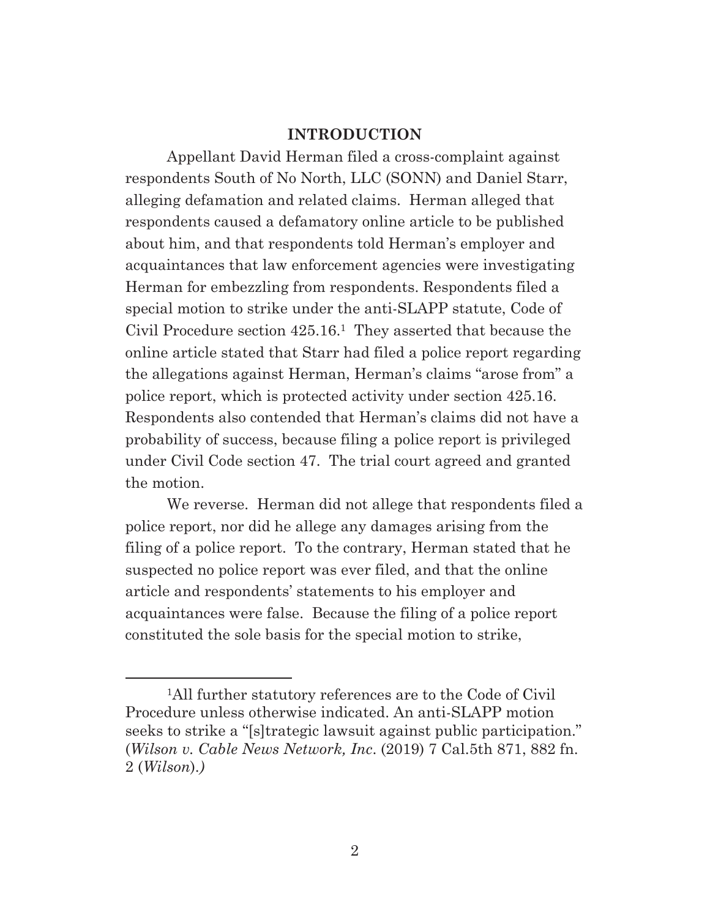## INTRODUCTION

Appellant David Herman filed a cross-complaint against respondents South of No North, LLC (SONN) and Daniel Starr, alleging defamation and related claims. Herman alleged that respondents caused a defamatory online article to be published about him, and that respondents told Herman's employer and acquaintances that law enforcement agencies were investigating Herman for embezzling from respondents. Respondents filed a special motion to strike under the anti-SLAPP statute, Code of Civil Procedure section 425.16.[1] They asserted that because the online article stated that Starr had filed a police report regarding the allegations against Herman, Herman's claims "arose from" a police report, which is protected activity under section 425.16. Respondents also contended that Herman's claims did not have a probability of success, because filing a police report is privileged under Civil Code section 47. The trial court agreed and granted the motion.

We reverse. Herman did not allege that respondents filed a police report, nor did he allege any damages arising from the filing of a police report. To the contrary, Herman stated that he suspected no police report was ever filed, and that the online article and respondents' statements to his employer and acquaintances were false. Because the filing of a police report constituted the sole basis for the special motion to strike,

---

[1]All further statutory references are to the Code of Civil Procedure unless otherwise indicated. An anti-SLAPP motion seeks to strike a "[s]trategic lawsuit against public participation." (*Wilson v. Cable News Network, Inc*. (2019) 7 Cal.5th 871, 882 fn. 2 (*Wilson*).)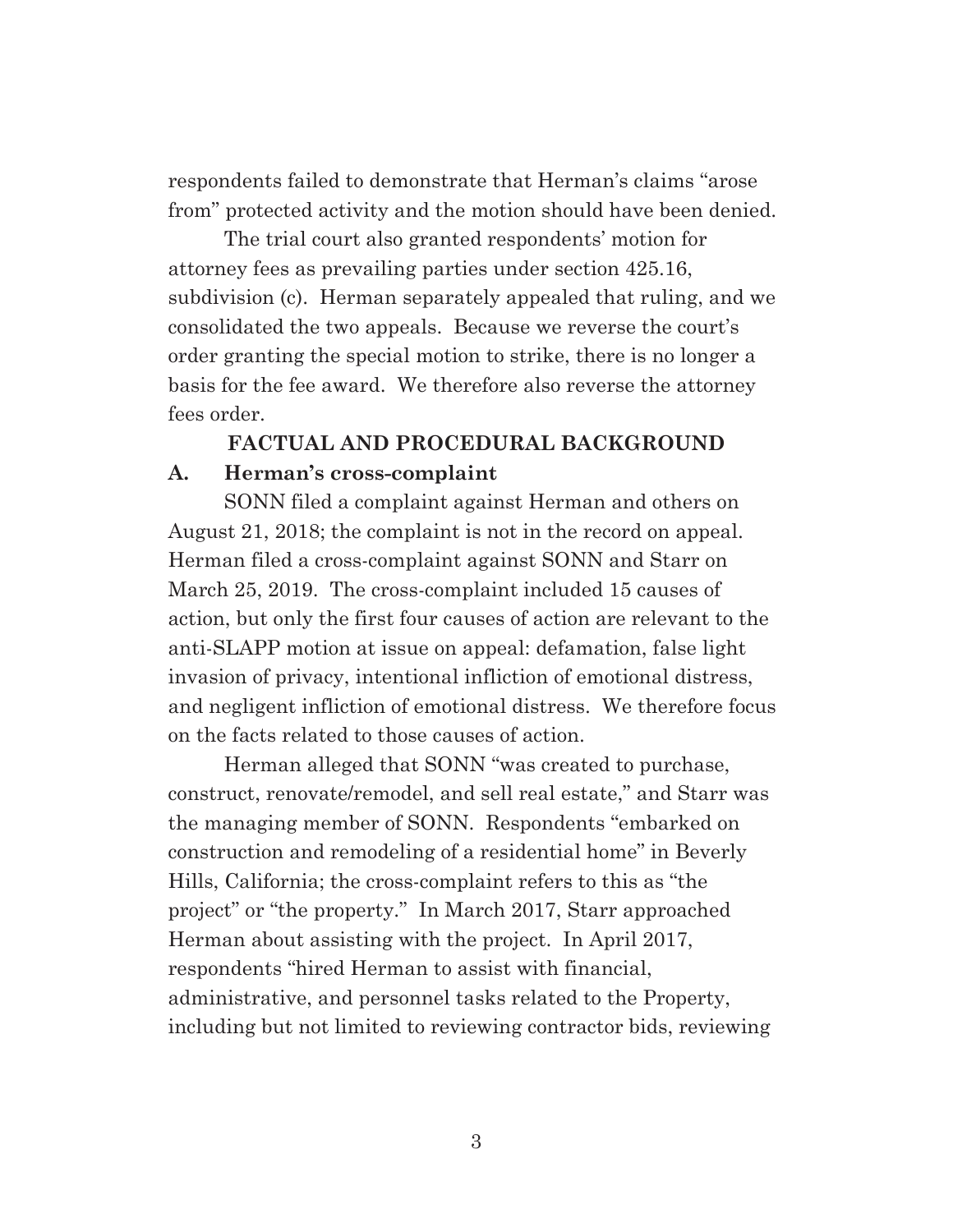respondents failed to demonstrate that Herman's claims "arose from" protected activity and the motion should have been denied.

The trial court also granted respondents' motion for attorney fees as prevailing parties under section 425.16, subdivision (c). Herman separately appealed that ruling, and we consolidated the two appeals. Because we reverse the court's order granting the special motion to strike, there is no longer a basis for the fee award. We therefore also reverse the attorney fees order.

## FACTUAL AND PROCEDURAL BACKGROUND

### A. Herman's cross-complaint

SONN filed a complaint against Herman and others on August 21, 2018; the complaint is not in the record on appeal. Herman filed a cross-complaint against SONN and Starr on March 25, 2019. The cross-complaint included 15 causes of action, but only the first four causes of action are relevant to the anti-SLAPP motion at issue on appeal: defamation, false light invasion of privacy, intentional infliction of emotional distress, and negligent infliction of emotional distress. We therefore focus on the facts related to those causes of action.

Herman alleged that SONN "was created to purchase, construct, renovate/remodel, and sell real estate," and Starr was the managing member of SONN. Respondents "embarked on construction and remodeling of a residential home" in Beverly Hills, California; the cross-complaint refers to this as "the project" or "the property." In March 2017, Starr approached Herman about assisting with the project. In April 2017, respondents "hired Herman to assist with financial, administrative, and personnel tasks related to the Property, including but not limited to reviewing contractor bids, reviewing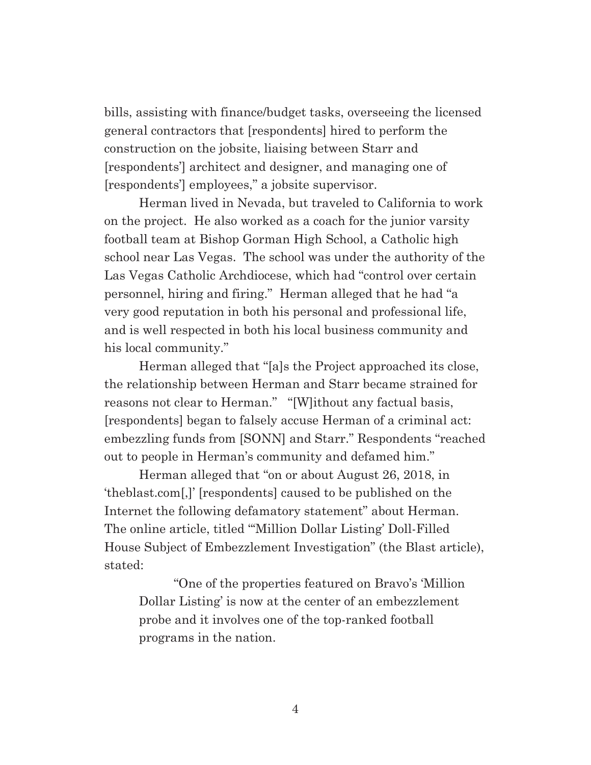bills, assisting with finance/budget tasks, overseeing the licensed general contractors that [respondents] hired to perform the construction on the jobsite, liaising between Starr and [respondents'] architect and designer, and managing one of [respondents'] employees," a jobsite supervisor.

Herman lived in Nevada, but traveled to California to work on the project. He also worked as a coach for the junior varsity football team at Bishop Gorman High School, a Catholic high school near Las Vegas. The school was under the authority of the Las Vegas Catholic Archdiocese, which had "control over certain personnel, hiring and firing." Herman alleged that he had "a very good reputation in both his personal and professional life, and is well respected in both his local business community and his local community."

Herman alleged that "[a]s the Project approached its close, the relationship between Herman and Starr became strained for reasons not clear to Herman." "[W]ithout any factual basis, [respondents] began to falsely accuse Herman of a criminal act: embezzling funds from [SONN] and Starr." Respondents "reached out to people in Herman's community and defamed him."

Herman alleged that "on or about August 26, 2018, in 'theblast.com[,]' [respondents] caused to be published on the Internet the following defamatory statement" about Herman. The online article, titled "'Million Dollar Listing' Doll-Filled House Subject of Embezzlement Investigation" (the Blast article), stated:

> "One of the properties featured on Bravo's 'Million Dollar Listing' is now at the center of an embezzlement probe and it involves one of the top-ranked football programs in the nation.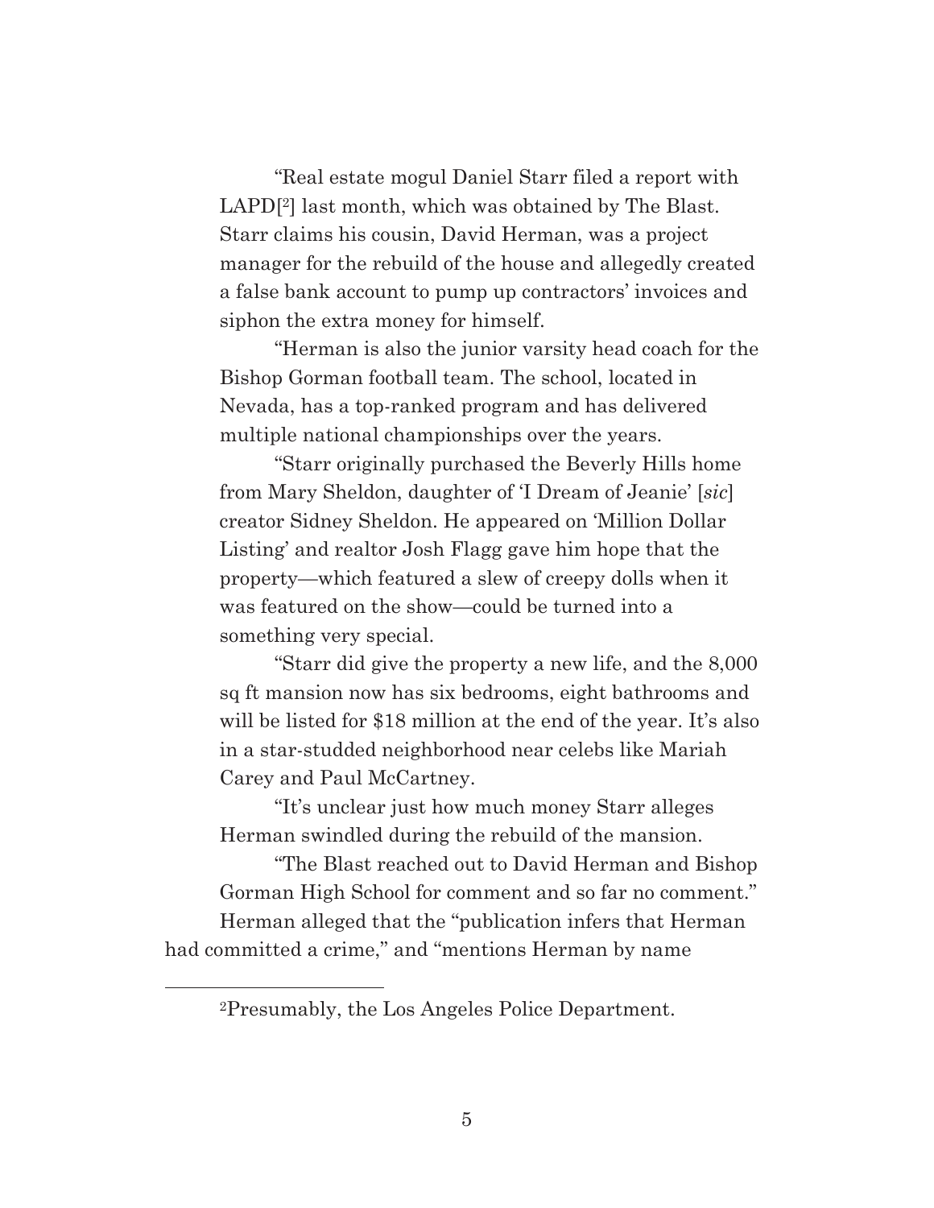"Real estate mogul Daniel Starr filed a report with LAPD[2] last month, which was obtained by The Blast. Starr claims his cousin, David Herman, was a project manager for the rebuild of the house and allegedly created a false bank account to pump up contractors' invoices and siphon the extra money for himself.

"Herman is also the junior varsity head coach for the Bishop Gorman football team. The school, located in Nevada, has a top-ranked program and has delivered multiple national championships over the years.

"Starr originally purchased the Beverly Hills home from Mary Sheldon, daughter of 'I Dream of Jeanie' [*sic*] creator Sidney Sheldon. He appeared on 'Million Dollar Listing' and realtor Josh Flagg gave him hope that the property—which featured a slew of creepy dolls when it was featured on the show—could be turned into a something very special.

"Starr did give the property a new life, and the 8,000 sq ft mansion now has six bedrooms, eight bathrooms and will be listed for $18 million at the end of the year. It's also in a star-studded neighborhood near celebs like Mariah Carey and Paul McCartney.

"It's unclear just how much money Starr alleges Herman swindled during the rebuild of the mansion.

"The Blast reached out to David Herman and Bishop Gorman High School for comment and so far no comment."

Herman alleged that the "publication infers that Herman had committed a crime," and "mentions Herman by name

[2] Presumably, the Los Angeles Police Department.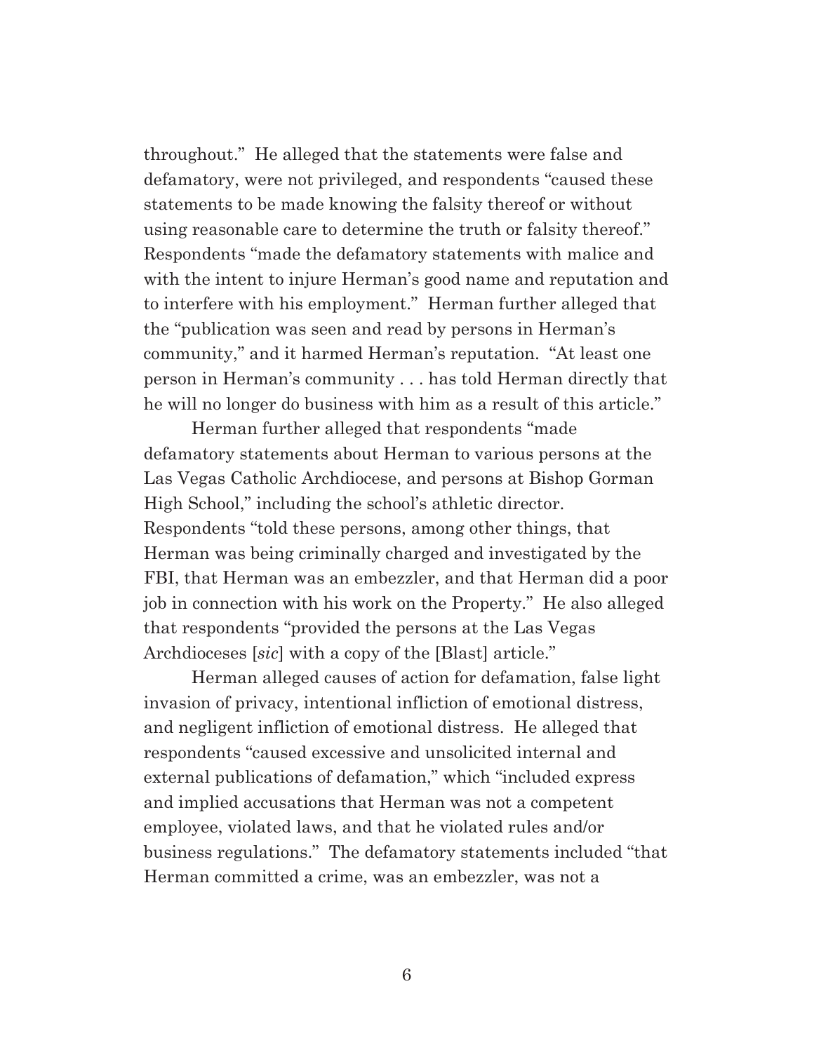throughout." He alleged that the statements were false and defamatory, were not privileged, and respondents "caused these statements to be made knowing the falsity thereof or without using reasonable care to determine the truth or falsity thereof." Respondents "made the defamatory statements with malice and with the intent to injure Herman's good name and reputation and to interfere with his employment." Herman further alleged that the "publication was seen and read by persons in Herman's community," and it harmed Herman's reputation. "At least one person in Herman's community . . . has told Herman directly that he will no longer do business with him as a result of this article."

Herman further alleged that respondents "made defamatory statements about Herman to various persons at the Las Vegas Catholic Archdiocese, and persons at Bishop Gorman High School," including the school's athletic director. Respondents "told these persons, among other things, that Herman was being criminally charged and investigated by the FBI, that Herman was an embezzler, and that Herman did a poor job in connection with his work on the Property." He also alleged that respondents "provided the persons at the Las Vegas Archdioceses [*sic*] with a copy of the [Blast] article."

Herman alleged causes of action for defamation, false light invasion of privacy, intentional infliction of emotional distress, and negligent infliction of emotional distress. He alleged that respondents "caused excessive and unsolicited internal and external publications of defamation," which "included express and implied accusations that Herman was not a competent employee, violated laws, and that he violated rules and/or business regulations." The defamatory statements included "that Herman committed a crime, was an embezzler, was not a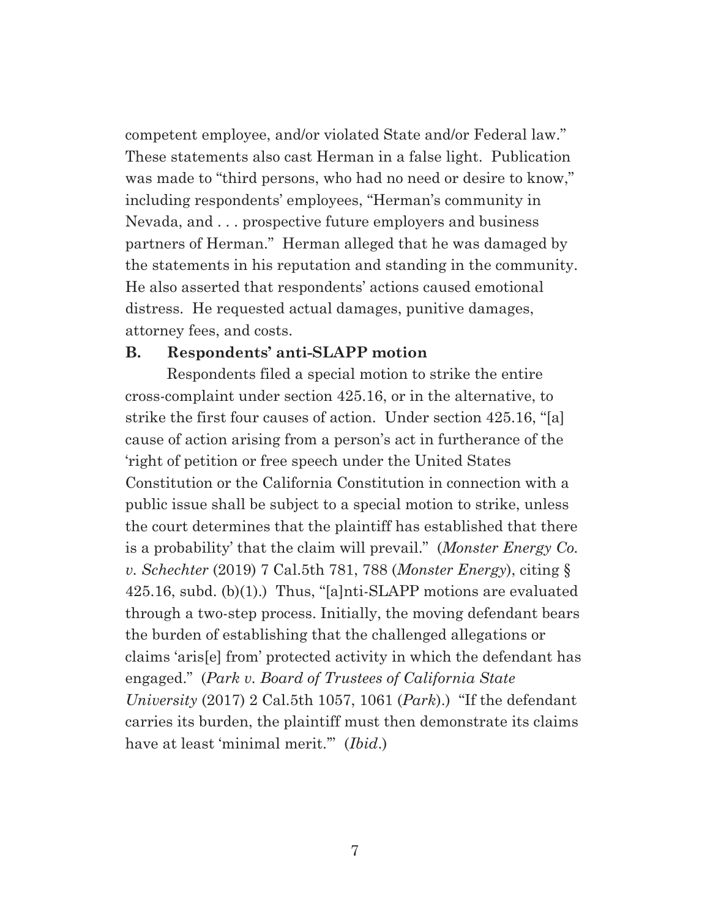competent employee, and/or violated State and/or Federal law." These statements also cast Herman in a false light. Publication was made to "third persons, who had no need or desire to know," including respondents' employees, "Herman's community in Nevada, and . . . prospective future employers and business partners of Herman." Herman alleged that he was damaged by the statements in his reputation and standing in the community. He also asserted that respondents' actions caused emotional distress. He requested actual damages, punitive damages, attorney fees, and costs.

### B. Respondents' anti-SLAPP motion

Respondents filed a special motion to strike the entire cross-complaint under section 425.16, or in the alternative, to strike the first four causes of action. Under section 425.16, "[a] cause of action arising from a person's act in furtherance of the 'right of petition or free speech under the United States Constitution or the California Constitution in connection with a public issue shall be subject to a special motion to strike, unless the court determines that the plaintiff has established that there is a probability' that the claim will prevail." (*Monster Energy Co. v. Schechter* (2019) 7 Cal.5th 781, 788 (*Monster Energy*), citing § 425.16, subd. (b)(1).) Thus, "[a]nti-SLAPP motions are evaluated through a two-step process. Initially, the moving defendant bears the burden of establishing that the challenged allegations or claims 'aris[e] from' protected activity in which the defendant has engaged." (*Park v. Board of Trustees of California State University* (2017) 2 Cal.5th 1057, 1061 (*Park*).) "If the defendant carries its burden, the plaintiff must then demonstrate its claims have at least 'minimal merit.'" (*Ibid*.)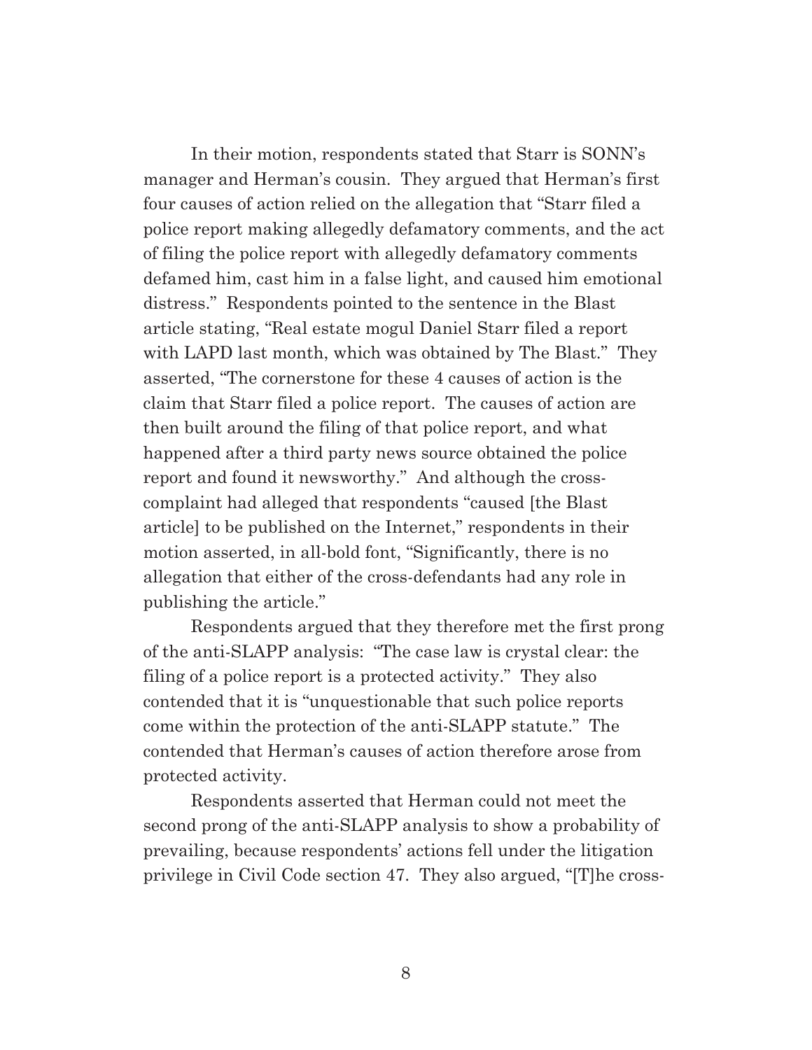In their motion, respondents stated that Starr is SONN's manager and Herman's cousin. They argued that Herman's first four causes of action relied on the allegation that "Starr filed a police report making allegedly defamatory comments, and the act of filing the police report with allegedly defamatory comments defamed him, cast him in a false light, and caused him emotional distress." Respondents pointed to the sentence in the Blast article stating, "Real estate mogul Daniel Starr filed a report with LAPD last month, which was obtained by The Blast." They asserted, "The cornerstone for these 4 causes of action is the claim that Starr filed a police report. The causes of action are then built around the filing of that police report, and what happened after a third party news source obtained the police report and found it newsworthy." And although the cross-complaint had alleged that respondents "caused [the Blast article] to be published on the Internet," respondents in their motion asserted, in all-bold font, "Significantly, there is no allegation that either of the cross-defendants had any role in publishing the article."

Respondents argued that they therefore met the first prong of the anti-SLAPP analysis: "The case law is crystal clear: the filing of a police report is a protected activity." They also contended that it is "unquestionable that such police reports come within the protection of the anti-SLAPP statute." The contended that Herman's causes of action therefore arose from protected activity.

Respondents asserted that Herman could not meet the second prong of the anti-SLAPP analysis to show a probability of prevailing, because respondents' actions fell under the litigation privilege in Civil Code section 47. They also argued, "[T]he cross-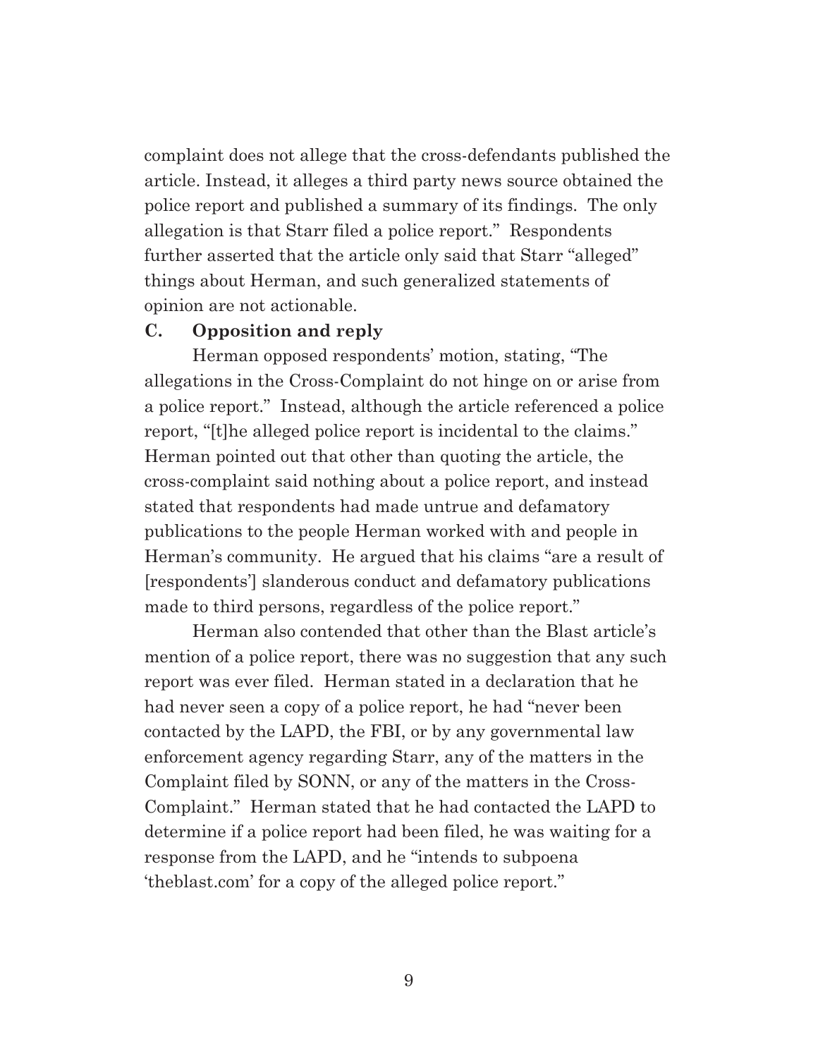complaint does not allege that the cross-defendants published the article. Instead, it alleges a third party news source obtained the police report and published a summary of its findings. The only allegation is that Starr filed a police report." Respondents further asserted that the article only said that Starr "alleged" things about Herman, and such generalized statements of opinion are not actionable.

### C. Opposition and reply

Herman opposed respondents' motion, stating, "The allegations in the Cross-Complaint do not hinge on or arise from a police report." Instead, although the article referenced a police report, "[t]he alleged police report is incidental to the claims." Herman pointed out that other than quoting the article, the cross-complaint said nothing about a police report, and instead stated that respondents had made untrue and defamatory publications to the people Herman worked with and people in Herman's community. He argued that his claims "are a result of [respondents'] slanderous conduct and defamatory publications made to third persons, regardless of the police report."

Herman also contended that other than the Blast article's mention of a police report, there was no suggestion that any such report was ever filed. Herman stated in a declaration that he had never seen a copy of a police report, he had "never been contacted by the LAPD, the FBI, or by any governmental law enforcement agency regarding Starr, any of the matters in the Complaint filed by SONN, or any of the matters in the Cross-Complaint." Herman stated that he had contacted the LAPD to determine if a police report had been filed, he was waiting for a response from the LAPD, and he "intends to subpoena 'theblast.com' for a copy of the alleged police report."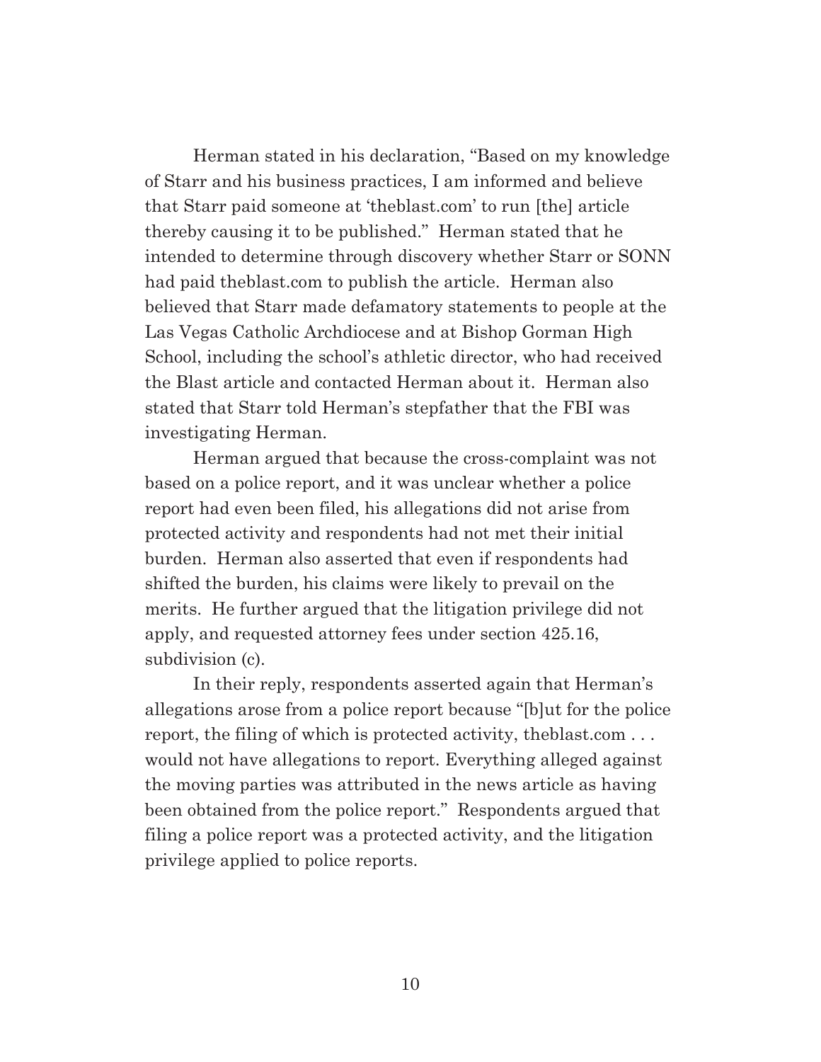Herman stated in his declaration, "Based on my knowledge of Starr and his business practices, I am informed and believe that Starr paid someone at 'theblast.com' to run [the] article thereby causing it to be published." Herman stated that he intended to determine through discovery whether Starr or SONN had paid theblast.com to publish the article. Herman also believed that Starr made defamatory statements to people at the Las Vegas Catholic Archdiocese and at Bishop Gorman High School, including the school's athletic director, who had received the Blast article and contacted Herman about it. Herman also stated that Starr told Herman's stepfather that the FBI was investigating Herman.

Herman argued that because the cross-complaint was not based on a police report, and it was unclear whether a police report had even been filed, his allegations did not arise from protected activity and respondents had not met their initial burden. Herman also asserted that even if respondents had shifted the burden, his claims were likely to prevail on the merits. He further argued that the litigation privilege did not apply, and requested attorney fees under section 425.16, subdivision (c).

In their reply, respondents asserted again that Herman's allegations arose from a police report because "[b]ut for the police report, the filing of which is protected activity, theblast.com . . . would not have allegations to report. Everything alleged against the moving parties was attributed in the news article as having been obtained from the police report." Respondents argued that filing a police report was a protected activity, and the litigation privilege applied to police reports.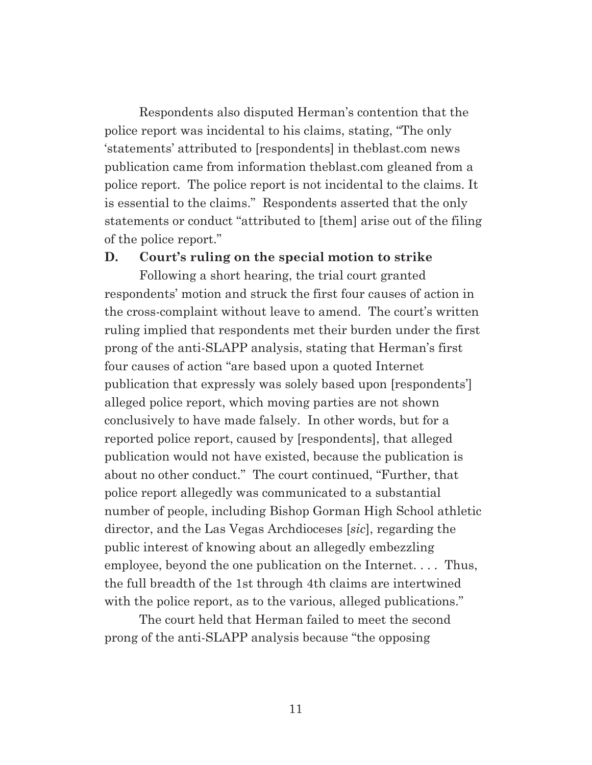Respondents also disputed Herman's contention that the police report was incidental to his claims, stating, "The only 'statements' attributed to [respondents] in theblast.com news publication came from information theblast.com gleaned from a police report. The police report is not incidental to the claims. It is essential to the claims." Respondents asserted that the only statements or conduct "attributed to [them] arise out of the filing of the police report."

**D. Court's ruling on the special motion to strike**

Following a short hearing, the trial court granted respondents' motion and struck the first four causes of action in the cross-complaint without leave to amend. The court's written ruling implied that respondents met their burden under the first prong of the anti-SLAPP analysis, stating that Herman's first four causes of action "are based upon a quoted Internet publication that expressly was solely based upon [respondents'] alleged police report, which moving parties are not shown conclusively to have made falsely. In other words, but for a reported police report, caused by [respondents], that alleged publication would not have existed, because the publication is about no other conduct." The court continued, "Further, that police report allegedly was communicated to a substantial number of people, including Bishop Gorman High School athletic director, and the Las Vegas Archdioceses [*sic*], regarding the public interest of knowing about an allegedly embezzling employee, beyond the one publication on the Internet. . . . Thus, the full breadth of the 1st through 4th claims are intertwined with the police report, as to the various, alleged publications."

The court held that Herman failed to meet the second prong of the anti-SLAPP analysis because "the opposing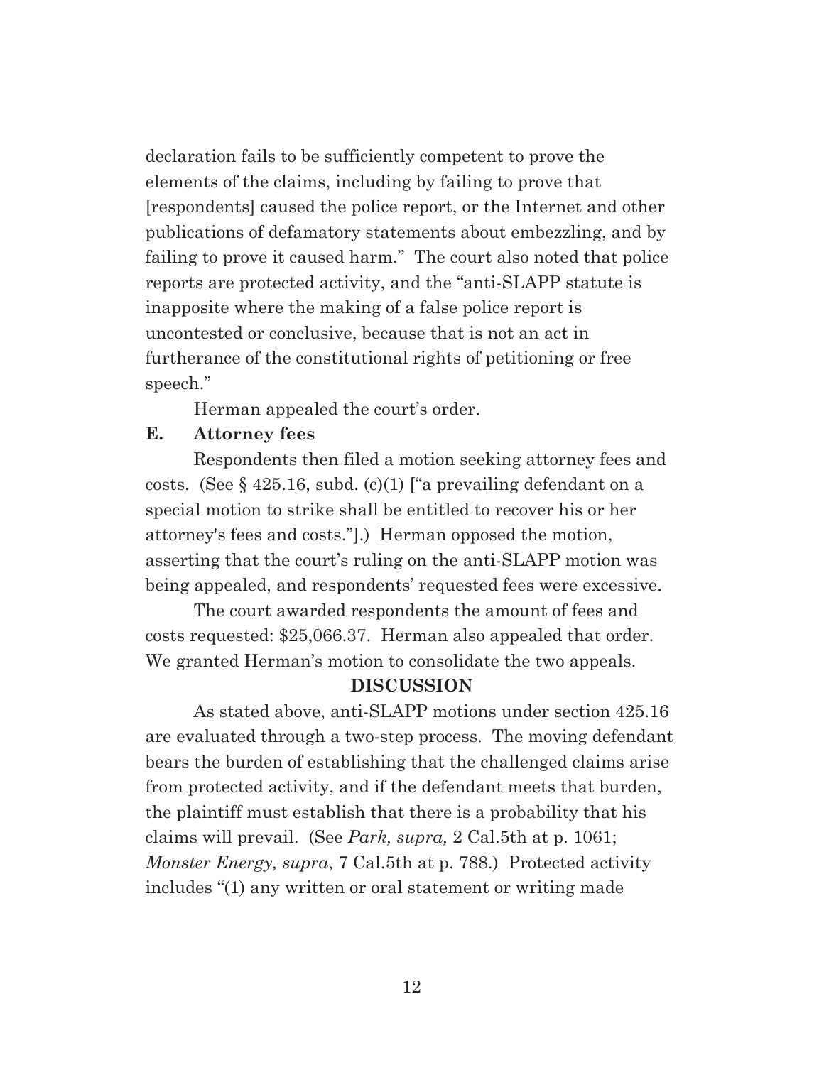declaration fails to be sufficiently competent to prove the elements of the claims, including by failing to prove that [respondents] caused the police report, or the Internet and other publications of defamatory statements about embezzling, and by failing to prove it caused harm." The court also noted that police reports are protected activity, and the "anti-SLAPP statute is inapposite where the making of a false police report is uncontested or conclusive, because that is not an act in furtherance of the constitutional rights of petitioning or free speech."

Herman appealed the court's order.

### E. Attorney fees

Respondents then filed a motion seeking attorney fees and costs. (See § 425.16, subd. (c)(1) ["a prevailing defendant on a special motion to strike shall be entitled to recover his or her attorney's fees and costs."].) Herman opposed the motion, asserting that the court's ruling on the anti-SLAPP motion was being appealed, and respondents' requested fees were excessive.

The court awarded respondents the amount of fees and costs requested: $25,066.37. Herman also appealed that order. We granted Herman's motion to consolidate the two appeals.

## DISCUSSION

As stated above, anti-SLAPP motions under section 425.16 are evaluated through a two-step process. The moving defendant bears the burden of establishing that the challenged claims arise from protected activity, and if the defendant meets that burden, the plaintiff must establish that there is a probability that his claims will prevail. (See *Park, supra,* 2 Cal.5th at p. 1061; *Monster Energy, supra*, 7 Cal.5th at p. 788.) Protected activity includes "(1) any written or oral statement or writing made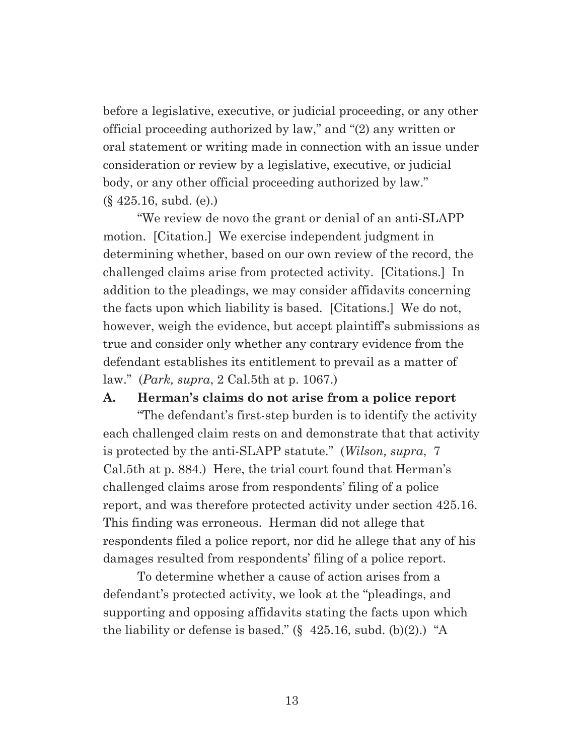before a legislative, executive, or judicial proceeding, or any other official proceeding authorized by law," and "(2) any written or oral statement or writing made in connection with an issue under consideration or review by a legislative, executive, or judicial body, or any other official proceeding authorized by law." (§ 425.16, subd. (e).)

"We review de novo the grant or denial of an anti-SLAPP motion. [Citation.] We exercise independent judgment in determining whether, based on our own review of the record, the challenged claims arise from protected activity. [Citations.] In addition to the pleadings, we may consider affidavits concerning the facts upon which liability is based. [Citations.] We do not, however, weigh the evidence, but accept plaintiff's submissions as true and consider only whether any contrary evidence from the defendant establishes its entitlement to prevail as a matter of law." (*Park, supra*, 2 Cal.5th at p. 1067.)

### A. Herman's claims do not arise from a police report

"The defendant's first-step burden is to identify the activity each challenged claim rests on and demonstrate that that activity is protected by the anti-SLAPP statute." (*Wilson, supra*, 7 Cal.5th at p. 884.) Here, the trial court found that Herman's challenged claims arose from respondents' filing of a police report, and was therefore protected activity under section 425.16. This finding was erroneous. Herman did not allege that respondents filed a police report, nor did he allege that any of his damages resulted from respondents' filing of a police report.

To determine whether a cause of action arises from a defendant's protected activity, we look at the "pleadings, and supporting and opposing affidavits stating the facts upon which the liability or defense is based." (§ 425.16, subd. (b)(2).) "A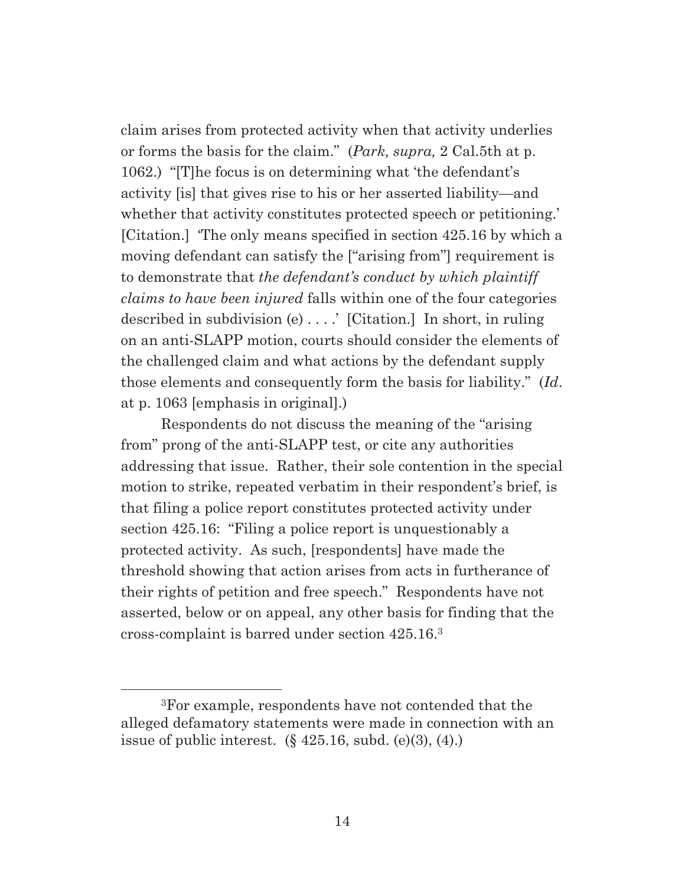claim arises from protected activity when that activity underlies or forms the basis for the claim." (*Park, supra,* 2 Cal.5th at p. 1062.) "[T]he focus is on determining what 'the defendant's activity [is] that gives rise to his or her asserted liability—and whether that activity constitutes protected speech or petitioning.' [Citation.] 'The only means specified in section 425.16 by which a moving defendant can satisfy the ["arising from"] requirement is to demonstrate that *the defendant's conduct by which plaintiff claims to have been injured* falls within one of the four categories described in subdivision (e) . . . .' [Citation.] In short, in ruling on an anti-SLAPP motion, courts should consider the elements of the challenged claim and what actions by the defendant supply those elements and consequently form the basis for liability." (*Id*. at p. 1063 [emphasis in original].)

Respondents do not discuss the meaning of the "arising from" prong of the anti-SLAPP test, or cite any authorities addressing that issue. Rather, their sole contention in the special motion to strike, repeated verbatim in their respondent's brief, is that filing a police report constitutes protected activity under section 425.16: "Filing a police report is unquestionably a protected activity. As such, [respondents] have made the threshold showing that action arises from acts in furtherance of their rights of petition and free speech." Respondents have not asserted, below or on appeal, any other basis for finding that the cross-complaint is barred under section 425.16.[3]

[3]For example, respondents have not contended that the alleged defamatory statements were made in connection with an issue of public interest. (§ 425.16, subd. (e)(3), (4).)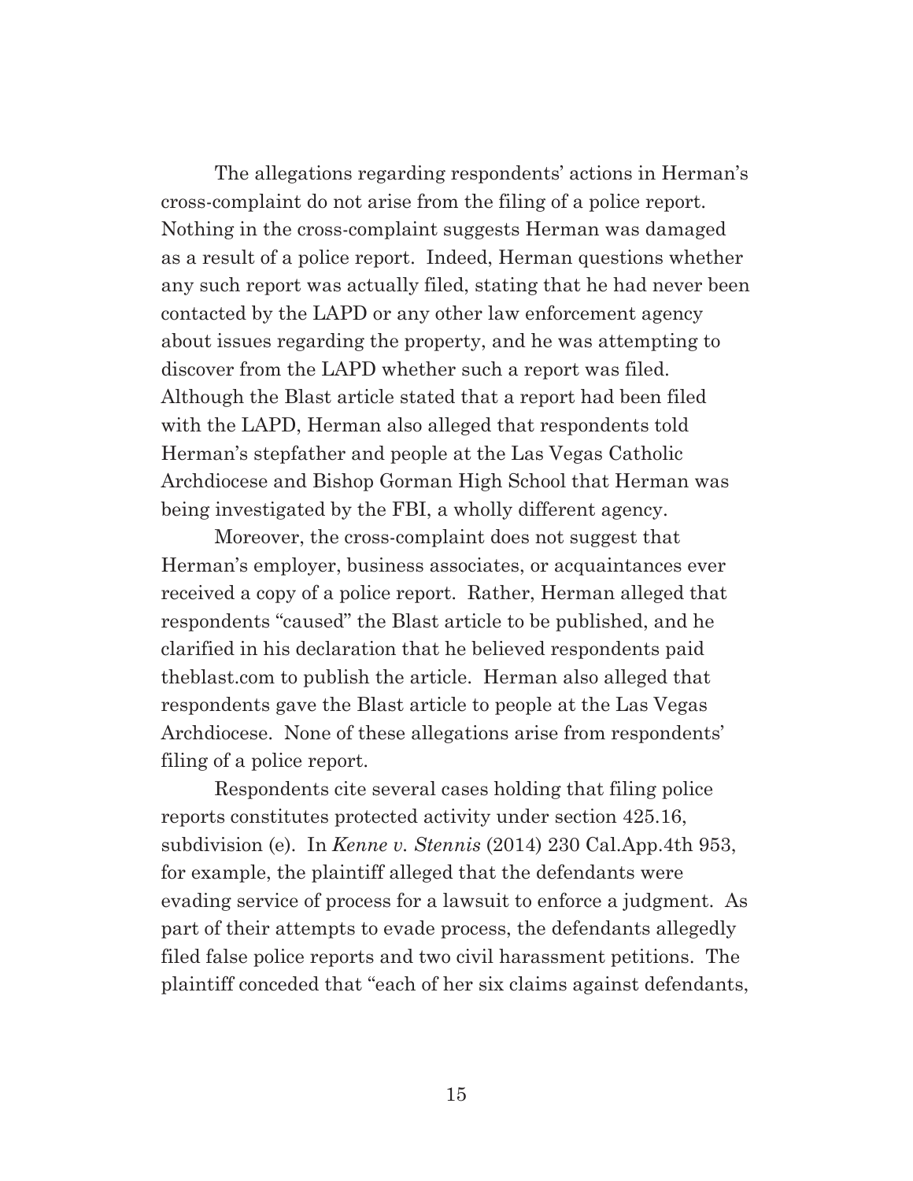The allegations regarding respondents' actions in Herman's cross-complaint do not arise from the filing of a police report. Nothing in the cross-complaint suggests Herman was damaged as a result of a police report. Indeed, Herman questions whether any such report was actually filed, stating that he had never been contacted by the LAPD or any other law enforcement agency about issues regarding the property, and he was attempting to discover from the LAPD whether such a report was filed. Although the Blast article stated that a report had been filed with the LAPD, Herman also alleged that respondents told Herman's stepfather and people at the Las Vegas Catholic Archdiocese and Bishop Gorman High School that Herman was being investigated by the FBI, a wholly different agency.

Moreover, the cross-complaint does not suggest that Herman's employer, business associates, or acquaintances ever received a copy of a police report. Rather, Herman alleged that respondents "caused" the Blast article to be published, and he clarified in his declaration that he believed respondents paid theblast.com to publish the article. Herman also alleged that respondents gave the Blast article to people at the Las Vegas Archdiocese. None of these allegations arise from respondents' filing of a police report.

Respondents cite several cases holding that filing police reports constitutes protected activity under section 425.16, subdivision (e). In *Kenne v. Stennis* (2014) 230 Cal.App.4th 953, for example, the plaintiff alleged that the defendants were evading service of process for a lawsuit to enforce a judgment. As part of their attempts to evade process, the defendants allegedly filed false police reports and two civil harassment petitions. The plaintiff conceded that "each of her six claims against defendants,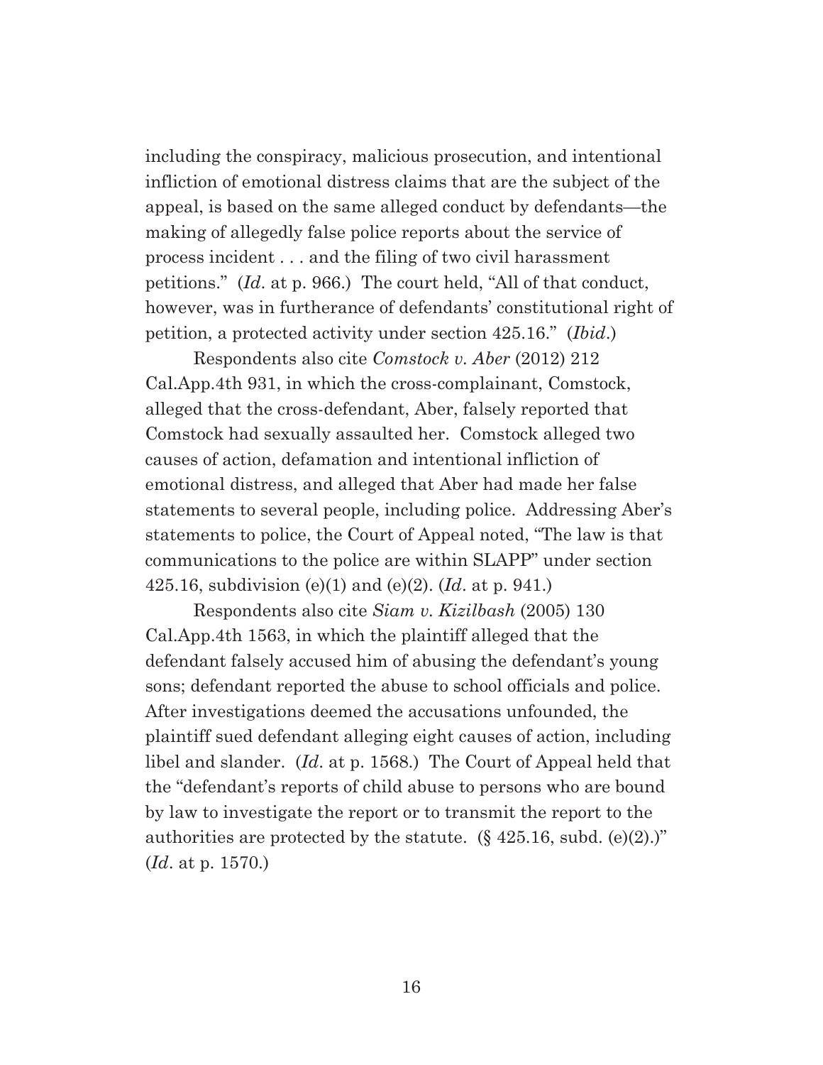including the conspiracy, malicious prosecution, and intentional infliction of emotional distress claims that are the subject of the appeal, is based on the same alleged conduct by defendants—the making of allegedly false police reports about the service of process incident . . . and the filing of two civil harassment petitions." (*Id*. at p. 966.) The court held, "All of that conduct, however, was in furtherance of defendants' constitutional right of petition, a protected activity under section 425.16." (*Ibid*.)

Respondents also cite *Comstock v. Aber* (2012) 212 Cal.App.4th 931, in which the cross-complainant, Comstock, alleged that the cross-defendant, Aber, falsely reported that Comstock had sexually assaulted her. Comstock alleged two causes of action, defamation and intentional infliction of emotional distress, and alleged that Aber had made her false statements to several people, including police. Addressing Aber's statements to police, the Court of Appeal noted, "The law is that communications to the police are within SLAPP" under section 425.16, subdivision (e)(1) and (e)(2). (*Id*. at p. 941.)

Respondents also cite *Siam v. Kizilbash* (2005) 130 Cal.App.4th 1563, in which the plaintiff alleged that the defendant falsely accused him of abusing the defendant's young sons; defendant reported the abuse to school officials and police. After investigations deemed the accusations unfounded, the plaintiff sued defendant alleging eight causes of action, including libel and slander. (*Id*. at p. 1568.) The Court of Appeal held that the "defendant's reports of child abuse to persons who are bound by law to investigate the report or to transmit the report to the authorities are protected by the statute. (§ 425.16, subd. (e)(2).)" (*Id*. at p. 1570.)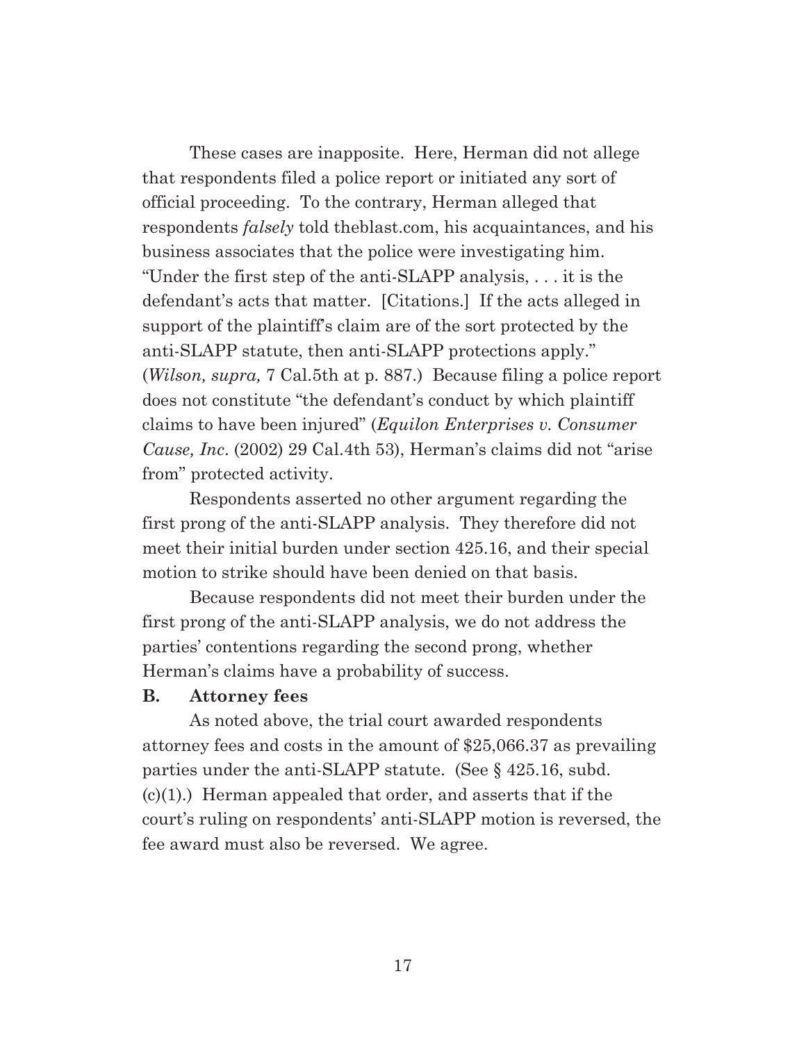These cases are inapposite. Here, Herman did not allege that respondents filed a police report or initiated any sort of official proceeding. To the contrary, Herman alleged that respondents *falsely* told theblast.com, his acquaintances, and his business associates that the police were investigating him. "Under the first step of the anti-SLAPP analysis, . . . it is the defendant's acts that matter. [Citations.] If the acts alleged in support of the plaintiff's claim are of the sort protected by the anti-SLAPP statute, then anti-SLAPP protections apply." (*Wilson, supra,* 7 Cal.5th at p. 887.) Because filing a police report does not constitute "the defendant's conduct by which plaintiff claims to have been injured" (*Equilon Enterprises v. Consumer Cause, Inc*. (2002) 29 Cal.4th 53), Herman's claims did not "arise from" protected activity.

Respondents asserted no other argument regarding the first prong of the anti-SLAPP analysis. They therefore did not meet their initial burden under section 425.16, and their special motion to strike should have been denied on that basis.

Because respondents did not meet their burden under the first prong of the anti-SLAPP analysis, we do not address the parties' contentions regarding the second prong, whether Herman's claims have a probability of success.

### B. Attorney fees

As noted above, the trial court awarded respondents attorney fees and costs in the amount of $25,066.37 as prevailing parties under the anti-SLAPP statute. (See § 425.16, subd. (c)(1).) Herman appealed that order, and asserts that if the court's ruling on respondents' anti-SLAPP motion is reversed, the fee award must also be reversed. We agree.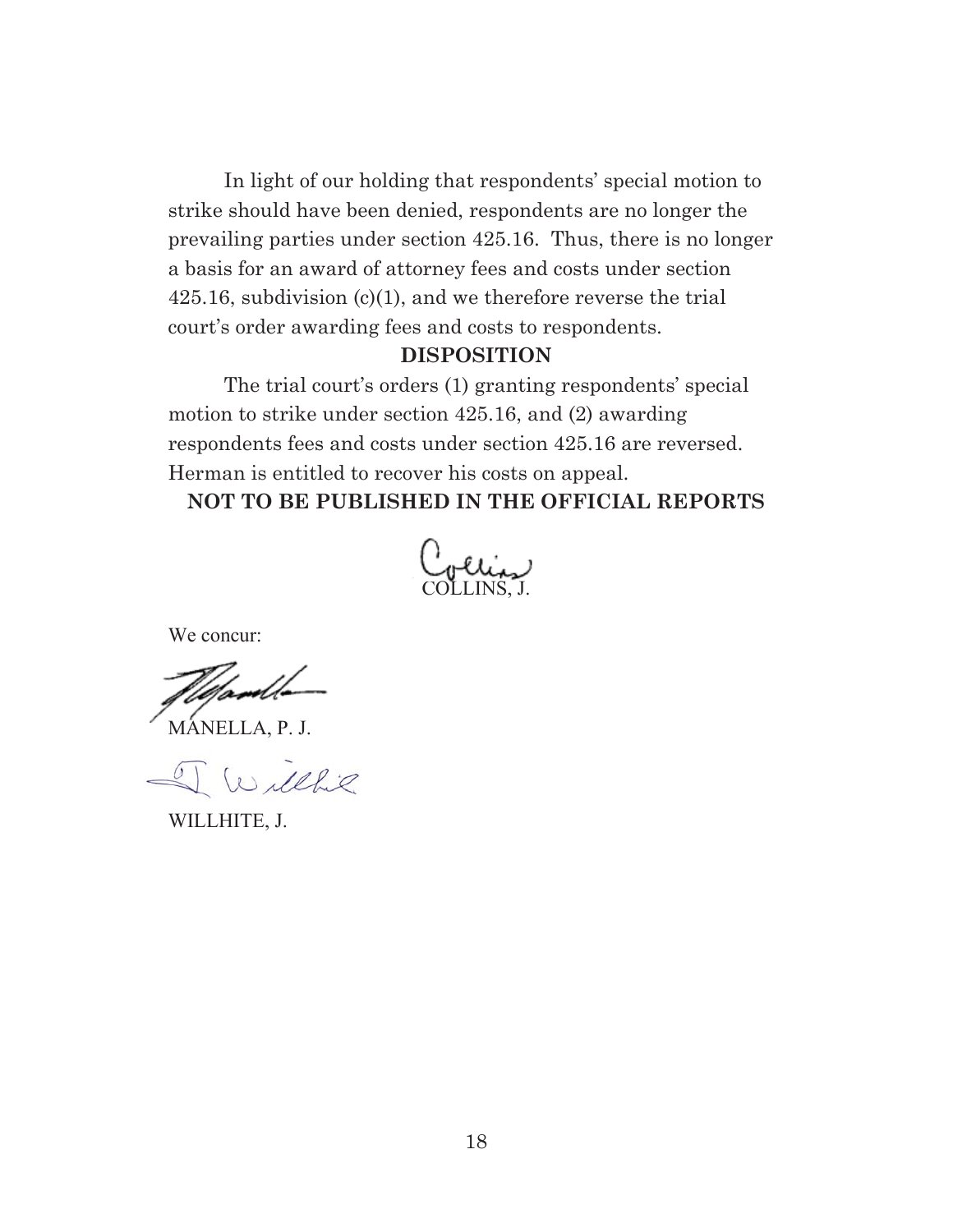In light of our holding that respondents' special motion to strike should have been denied, respondents are no longer the prevailing parties under section 425.16. Thus, there is no longer a basis for an award of attorney fees and costs under section 425.16, subdivision (c)(1), and we therefore reverse the trial court's order awarding fees and costs to respondents.

## DISPOSITION

The trial court's orders (1) granting respondents' special motion to strike under section 425.16, and (2) awarding respondents fees and costs under section 425.16 are reversed. Herman is entitled to recover his costs on appeal.

**NOT TO BE PUBLISHED IN THE OFFICIAL REPORTS**

COLLINS, J.

We concur:

MANELLA, P. J.

WILLHITE, J.